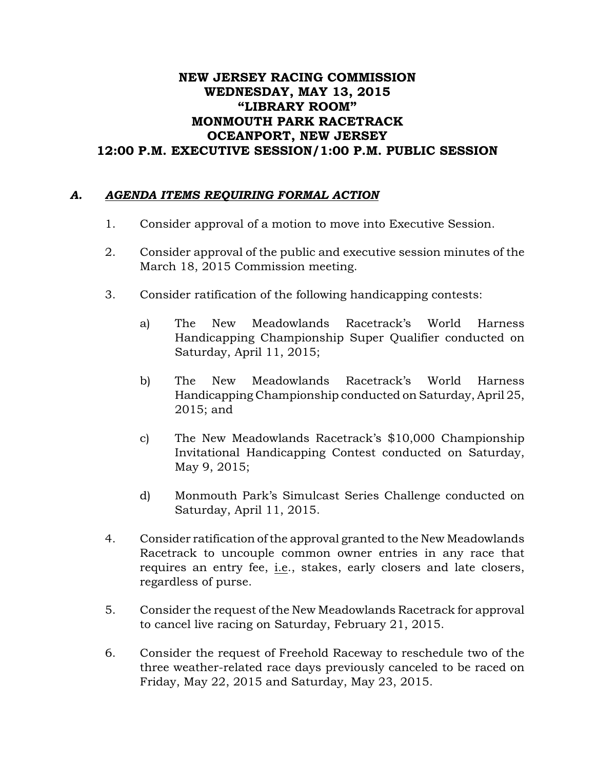# NEW JERSEY RACING COMMISSION
# WEDNESDAY, MAY 13, 2015
# "LIBRARY ROOM"
# MONMOUTH PARK RACETRACK
# OCEANPORT, NEW JERSEY
# 12:00 P.M. EXECUTIVE SESSION/1:00 P.M. PUBLIC SESSION

## A. ***AGENDA ITEMS REQUIRING FORMAL ACTION***

1. Consider approval of a motion to move into Executive Session.

2. Consider approval of the public and executive session minutes of the March 18, 2015 Commission meeting.

3. Consider ratification of the following handicapping contests:

   a) The New Meadowlands Racetrack's World Harness Handicapping Championship Super Qualifier conducted on Saturday, April 11, 2015;

   b) The New Meadowlands Racetrack's World Harness Handicapping Championship conducted on Saturday, April 25, 2015; and

   c) The New Meadowlands Racetrack's $10,000 Championship Invitational Handicapping Contest conducted on Saturday, May 9, 2015;

   d) Monmouth Park's Simulcast Series Challenge conducted on Saturday, April 11, 2015.

4. Consider ratification of the approval granted to the New Meadowlands Racetrack to uncouple common owner entries in any race that requires an entry fee, i.e., stakes, early closers and late closers, regardless of purse.

5. Consider the request of the New Meadowlands Racetrack for approval to cancel live racing on Saturday, February 21, 2015.

6. Consider the request of Freehold Raceway to reschedule two of the three weather-related race days previously canceled to be raced on Friday, May 22, 2015 and Saturday, May 23, 2015.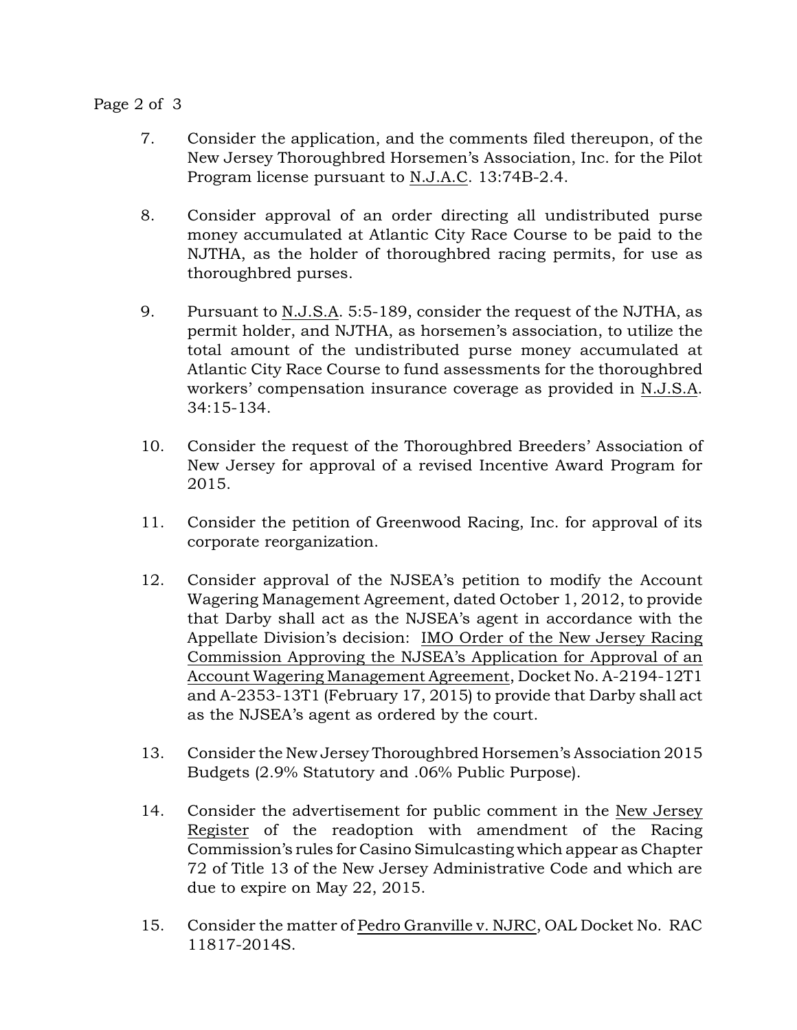7. Consider the application, and the comments filed thereupon, of the New Jersey Thoroughbred Horsemen's Association, Inc. for the Pilot Program license pursuant to N.J.A.C. 13:74B-2.4.

8. Consider approval of an order directing all undistributed purse money accumulated at Atlantic City Race Course to be paid to the NJTHA, as the holder of thoroughbred racing permits, for use as thoroughbred purses.

9. Pursuant to N.J.S.A. 5:5-189, consider the request of the NJTHA, as permit holder, and NJTHA, as horsemen's association, to utilize the total amount of the undistributed purse money accumulated at Atlantic City Race Course to fund assessments for the thoroughbred workers' compensation insurance coverage as provided in N.J.S.A. 34:15-134.

10. Consider the request of the Thoroughbred Breeders' Association of New Jersey for approval of a revised Incentive Award Program for 2015.

11. Consider the petition of Greenwood Racing, Inc. for approval of its corporate reorganization.

12. Consider approval of the NJSEA's petition to modify the Account Wagering Management Agreement, dated October 1, 2012, to provide that Darby shall act as the NJSEA's agent in accordance with the Appellate Division's decision: IMO Order of the New Jersey Racing Commission Approving the NJSEA's Application for Approval of an Account Wagering Management Agreement, Docket No. A-2194-12T1 and A-2353-13T1 (February 17, 2015) to provide that Darby shall act as the NJSEA's agent as ordered by the court.

13. Consider the New Jersey Thoroughbred Horsemen's Association 2015 Budgets (2.9% Statutory and .06% Public Purpose).

14. Consider the advertisement for public comment in the New Jersey Register of the readoption with amendment of the Racing Commission's rules for Casino Simulcasting which appear as Chapter 72 of Title 13 of the New Jersey Administrative Code and which are due to expire on May 22, 2015.

15. Consider the matter of Pedro Granville v. NJRC, OAL Docket No. RAC 11817-2014S.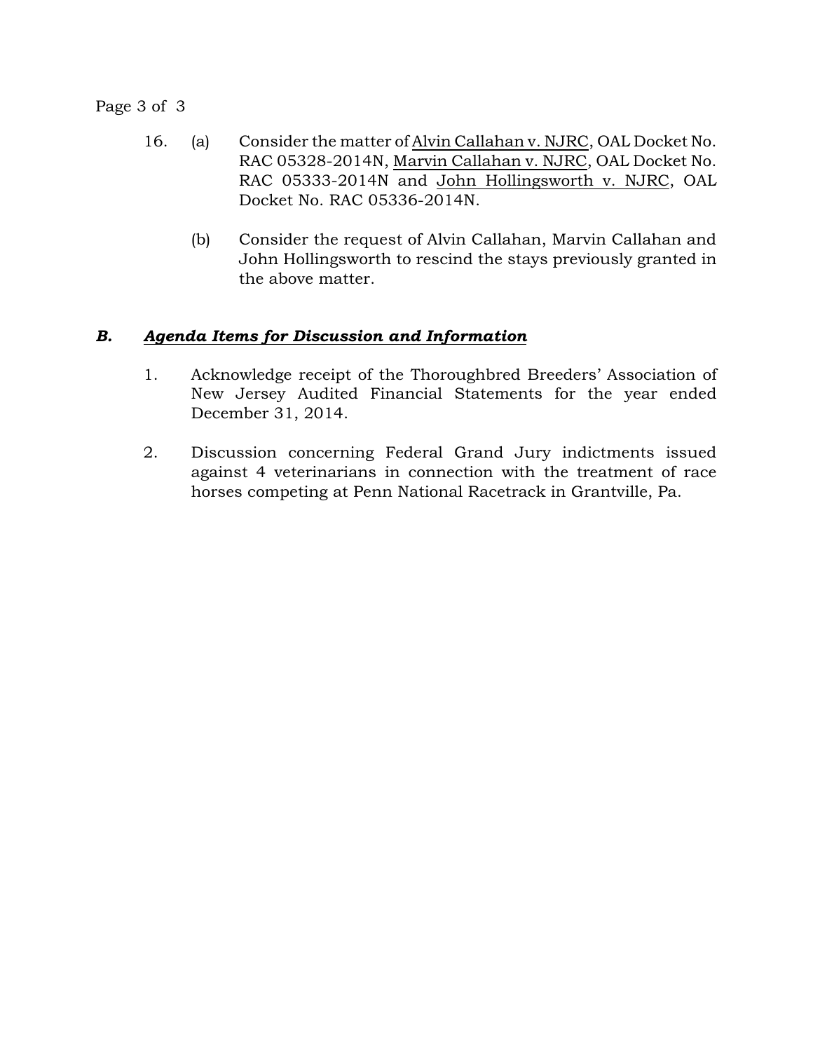16. (a) Consider the matter of Alvin Callahan v. NJRC, OAL Docket No. RAC 05328-2014N, Marvin Callahan v. NJRC, OAL Docket No. RAC 05333-2014N and John Hollingsworth v. NJRC, OAL Docket No. RAC 05336-2014N.

    (b) Consider the request of Alvin Callahan, Marvin Callahan and John Hollingsworth to rescind the stays previously granted in the above matter.

## ***B. Agenda Items for Discussion and Information***

1. Acknowledge receipt of the Thoroughbred Breeders' Association of New Jersey Audited Financial Statements for the year ended December 31, 2014.

2. Discussion concerning Federal Grand Jury indictments issued against 4 veterinarians in connection with the treatment of race horses competing at Penn National Racetrack in Grantville, Pa.